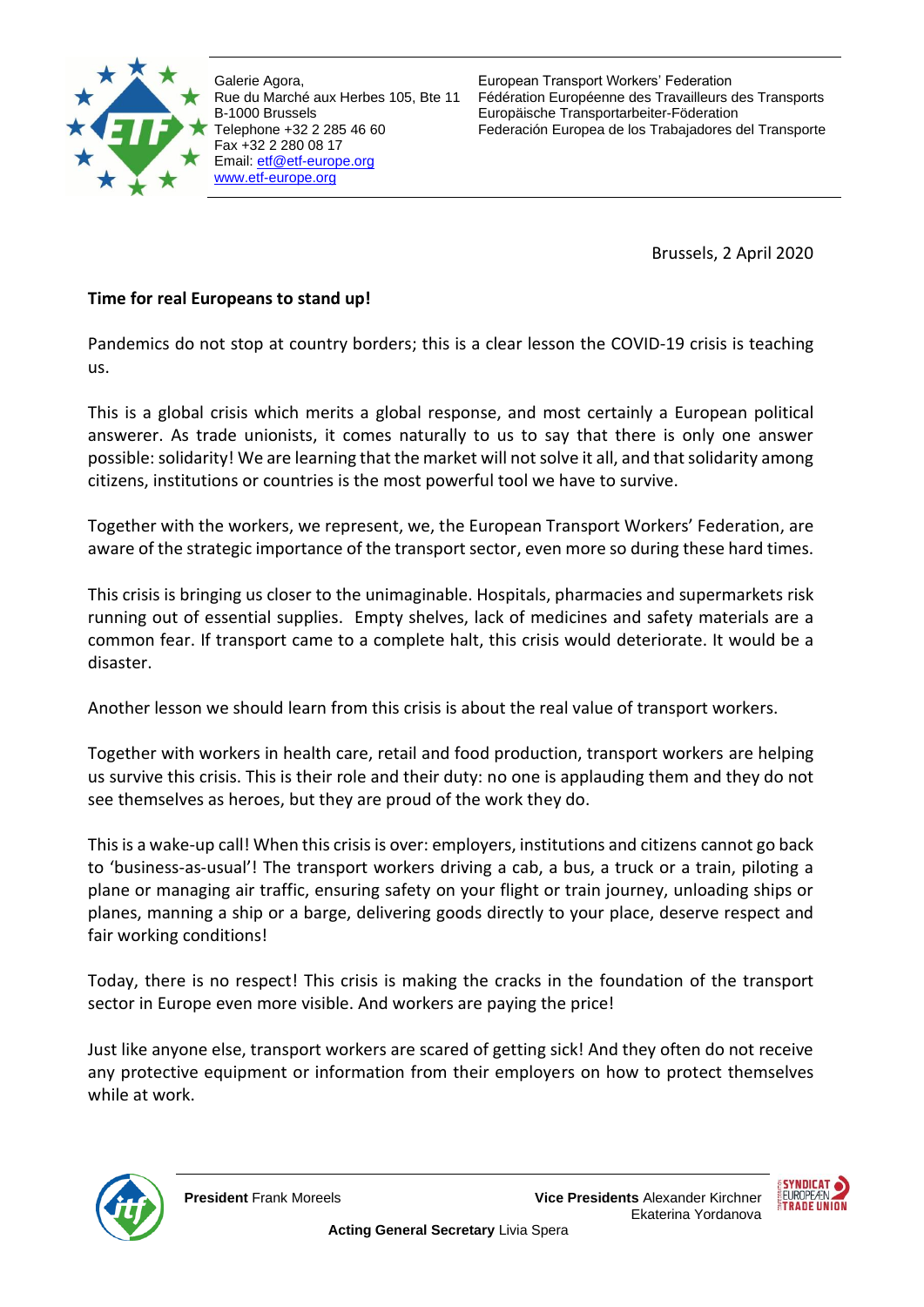Galerie Agora,
Rue du Marché aux Herbes 105, Bte 11
B-1000 Brussels
Telephone +32 2 285 46 60
Fax +32 2 280 08 17
Email: etf@etf-europe.org
www.etf-europe.org

European Transport Workers' Federation
Fédération Européenne des Travailleurs des Transports
Europäische Transportarbeiter-Föderation
Federación Europea de los Trabajadores del Transporte

Brussels, 2 April 2020

**Time for real Europeans to stand up!**

Pandemics do not stop at country borders; this is a clear lesson the COVID-19 crisis is teaching us.

This is a global crisis which merits a global response, and most certainly a European political answerer. As trade unionists, it comes naturally to us to say that there is only one answer possible: solidarity! We are learning that the market will not solve it all, and that solidarity among citizens, institutions or countries is the most powerful tool we have to survive.

Together with the workers, we represent, we, the European Transport Workers' Federation, are aware of the strategic importance of the transport sector, even more so during these hard times.

This crisis is bringing us closer to the unimaginable. Hospitals, pharmacies and supermarkets risk running out of essential supplies. Empty shelves, lack of medicines and safety materials are a common fear. If transport came to a complete halt, this crisis would deteriorate. It would be a disaster.

Another lesson we should learn from this crisis is about the real value of transport workers.

Together with workers in health care, retail and food production, transport workers are helping us survive this crisis. This is their role and their duty: no one is applauding them and they do not see themselves as heroes, but they are proud of the work they do.

This is a wake-up call! When this crisis is over: employers, institutions and citizens cannot go back to 'business-as-usual'! The transport workers driving a cab, a bus, a truck or a train, piloting a plane or managing air traffic, ensuring safety on your flight or train journey, unloading ships or planes, manning a ship or a barge, delivering goods directly to your place, deserve respect and fair working conditions!

Today, there is no respect! This crisis is making the cracks in the foundation of the transport sector in Europe even more visible. And workers are paying the price!

Just like anyone else, transport workers are scared of getting sick! And they often do not receive any protective equipment or information from their employers on how to protect themselves while at work.

**President** Frank Moreels **Vice Presidents** Alexander Kirchner, Ekaterina Yordanova
**Acting General Secretary** Livia Spera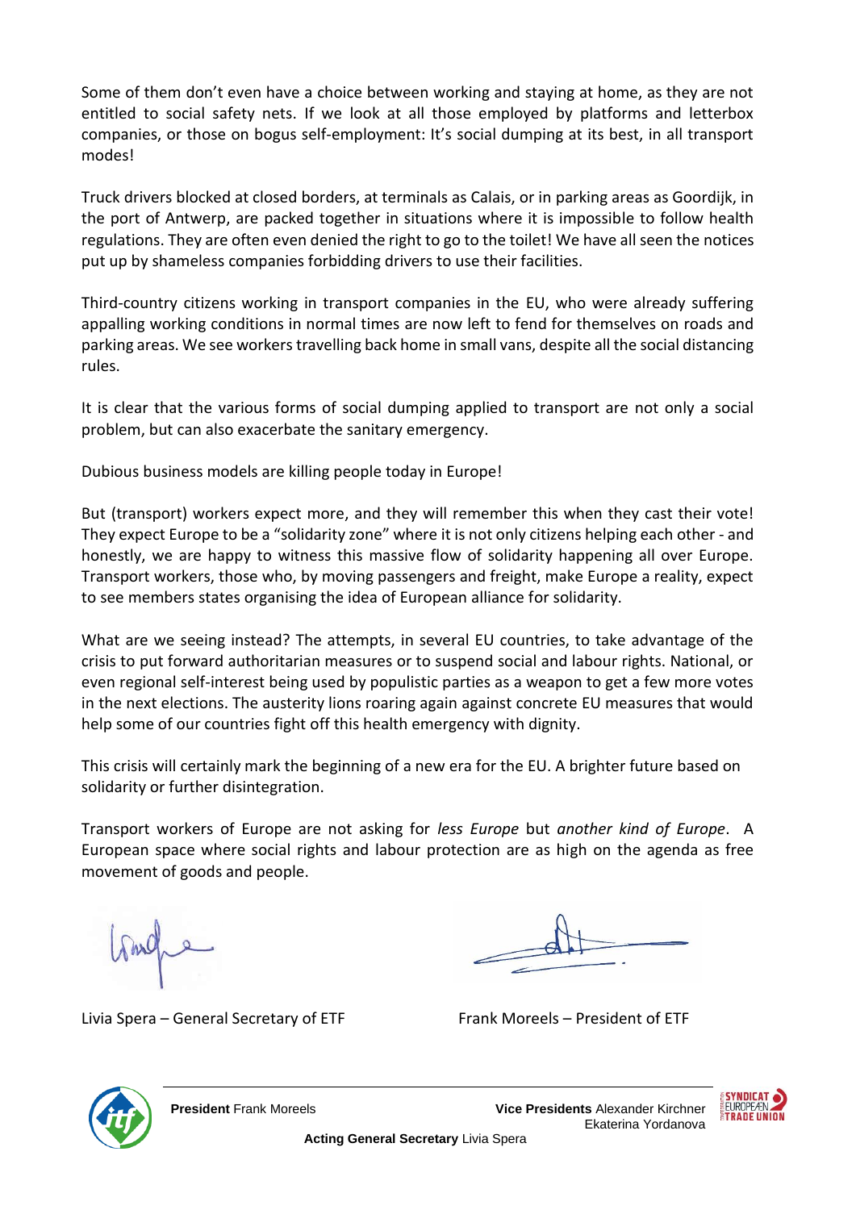Some of them don't even have a choice between working and staying at home, as they are not entitled to social safety nets. If we look at all those employed by platforms and letterbox companies, or those on bogus self-employment: It's social dumping at its best, in all transport modes!

Truck drivers blocked at closed borders, at terminals as Calais, or in parking areas as Goordijk, in the port of Antwerp, are packed together in situations where it is impossible to follow health regulations. They are often even denied the right to go to the toilet! We have all seen the notices put up by shameless companies forbidding drivers to use their facilities.

Third-country citizens working in transport companies in the EU, who were already suffering appalling working conditions in normal times are now left to fend for themselves on roads and parking areas. We see workers travelling back home in small vans, despite all the social distancing rules.

It is clear that the various forms of social dumping applied to transport are not only a social problem, but can also exacerbate the sanitary emergency.

Dubious business models are killing people today in Europe!

But (transport) workers expect more, and they will remember this when they cast their vote! They expect Europe to be a "solidarity zone" where it is not only citizens helping each other - and honestly, we are happy to witness this massive flow of solidarity happening all over Europe. Transport workers, those who, by moving passengers and freight, make Europe a reality, expect to see members states organising the idea of European alliance for solidarity.

What are we seeing instead? The attempts, in several EU countries, to take advantage of the crisis to put forward authoritarian measures or to suspend social and labour rights. National, or even regional self-interest being used by populistic parties as a weapon to get a few more votes in the next elections. The austerity lions roaring again against concrete EU measures that would help some of our countries fight off this health emergency with dignity.

This crisis will certainly mark the beginning of a new era for the EU. A brighter future based on solidarity or further disintegration.

Transport workers of Europe are not asking for *less Europe* but *another kind of Europe*. A European space where social rights and labour protection are as high on the agenda as free movement of goods and people.

Livia Spera – General Secretary of ETF

Frank Moreels – President of ETF

**President** Frank Moreels

**Vice Presidents** Alexander Kirchner
Ekaterina Yordanova

**Acting General Secretary** Livia Spera